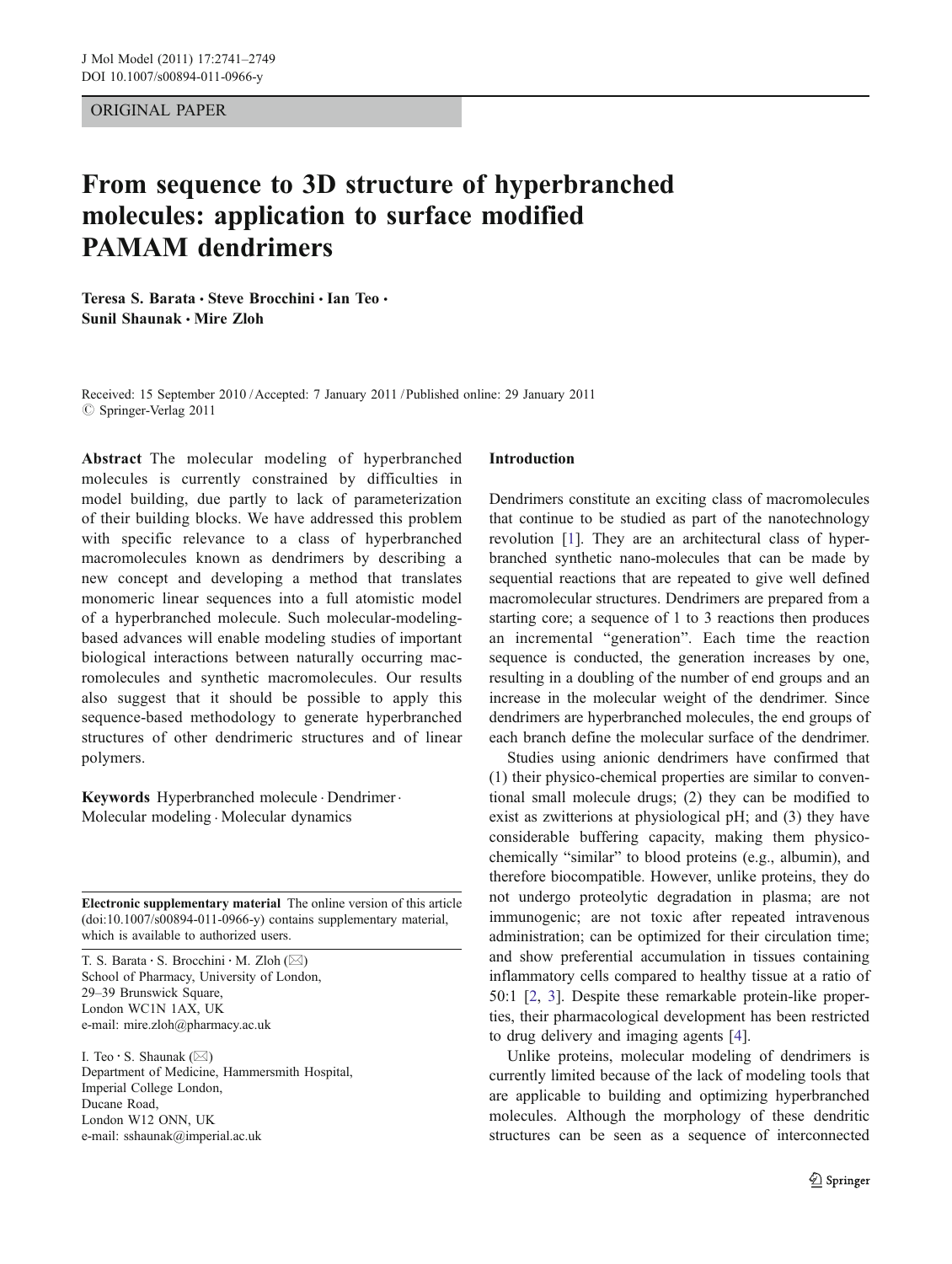ORIGINAL PAPER

# From sequence to 3D structure of hyperbranched molecules: application to surface modified PAMAM dendrimers

**Teresa S. Barata · Steve Brocchini · Ian Teo · Sunil Shaunak · Mire Zloh**

Received: 15 September 2010 / Accepted: 7 January 2011 / Published online: 29 January 2011
© Springer-Verlag 2011

**Abstract** The molecular modeling of hyperbranched molecules is currently constrained by difficulties in model building, due partly to lack of parameterization of their building blocks. We have addressed this problem with specific relevance to a class of hyperbranched macromolecules known as dendrimers by describing a new concept and developing a method that translates monomeric linear sequences into a full atomistic model of a hyperbranched molecule. Such molecular-modeling-based advances will enable modeling studies of important biological interactions between naturally occurring macromolecules and synthetic macromolecules. Our results also suggest that it should be possible to apply this sequence-based methodology to generate hyperbranched structures of other dendrimeric structures and of linear polymers.

**Keywords** Hyperbranched molecule · Dendrimer · Molecular modeling · Molecular dynamics

**Electronic supplementary material** The online version of this article (doi:10.1007/s00894-011-0966-y) contains supplementary material, which is available to authorized users.

T. S. Barata · S. Brocchini · M. Zloh (✉)
School of Pharmacy, University of London,
29–39 Brunswick Square,
London WC1N 1AX, UK
e-mail: mire.zloh@pharmacy.ac.uk

I. Teo · S. Shaunak (✉)
Department of Medicine, Hammersmith Hospital,
Imperial College London,
Ducane Road,
London W12 ONN, UK
e-mail: sshaunak@imperial.ac.uk

## Introduction

Dendrimers constitute an exciting class of macromolecules that continue to be studied as part of the nanotechnology revolution [1]. They are an architectural class of hyperbranched synthetic nano-molecules that can be made by sequential reactions that are repeated to give well defined macromolecular structures. Dendrimers are prepared from a starting core; a sequence of 1 to 3 reactions then produces an incremental "generation". Each time the reaction sequence is conducted, the generation increases by one, resulting in a doubling of the number of end groups and an increase in the molecular weight of the dendrimer. Since dendrimers are hyperbranched molecules, the end groups of each branch define the molecular surface of the dendrimer.

Studies using anionic dendrimers have confirmed that (1) their physico-chemical properties are similar to conventional small molecule drugs; (2) they can be modified to exist as zwitterions at physiological pH; and (3) they have considerable buffering capacity, making them physico-chemically "similar" to blood proteins (e.g., albumin), and therefore biocompatible. However, unlike proteins, they do not undergo proteolytic degradation in plasma; are not immunogenic; are not toxic after repeated intravenous administration; can be optimized for their circulation time; and show preferential accumulation in tissues containing inflammatory cells compared to healthy tissue at a ratio of 50:1 [2, 3]. Despite these remarkable protein-like properties, their pharmacological development has been restricted to drug delivery and imaging agents [4].

Unlike proteins, molecular modeling of dendrimers is currently limited because of the lack of modeling tools that are applicable to building and optimizing hyperbranched molecules. Although the morphology of these dendritic structures can be seen as a sequence of interconnected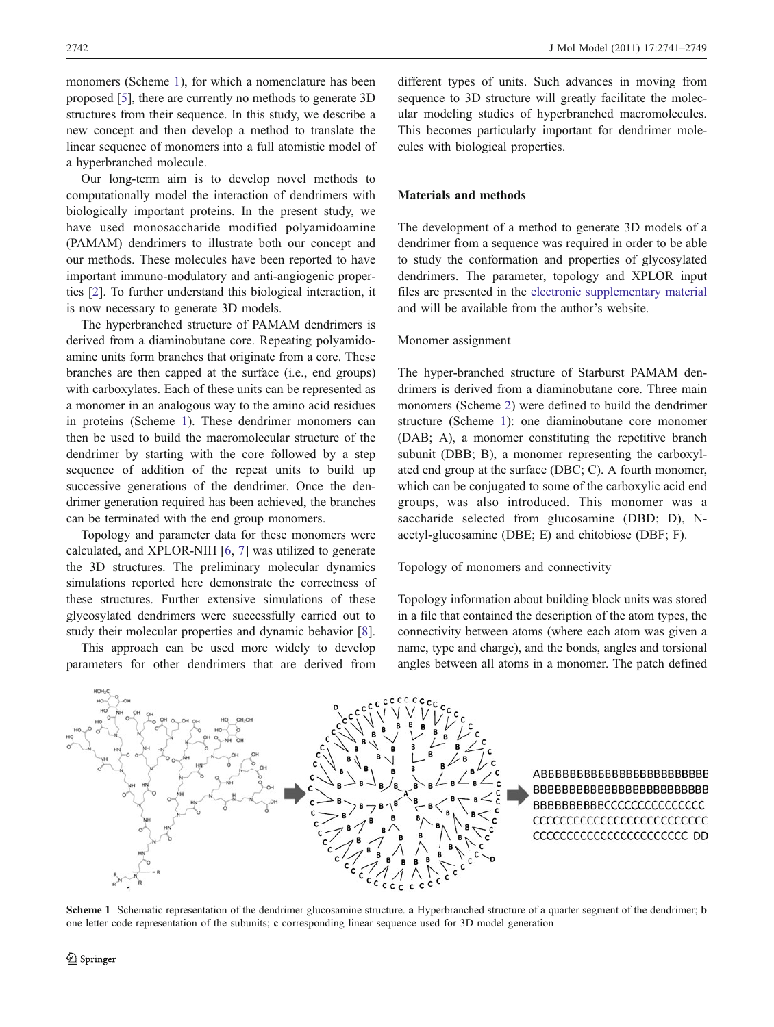monomers (Scheme 1), for which a nomenclature has been proposed [5], there are currently no methods to generate 3D structures from their sequence. In this study, we describe a new concept and then develop a method to translate the linear sequence of monomers into a full atomistic model of a hyperbranched molecule.

Our long-term aim is to develop novel methods to computationally model the interaction of dendrimers with biologically important proteins. In the present study, we have used monosaccharide modified polyamidoamine (PAMAM) dendrimers to illustrate both our concept and our methods. These molecules have been reported to have important immuno-modulatory and anti-angiogenic properties [2]. To further understand this biological interaction, it is now necessary to generate 3D models.

The hyperbranched structure of PAMAM dendrimers is derived from a diaminobutane core. Repeating polyamidoamine units form branches that originate from a core. These branches are then capped at the surface (i.e., end groups) with carboxylates. Each of these units can be represented as a monomer in an analogous way to the amino acid residues in proteins (Scheme 1). These dendrimer monomers can then be used to build the macromolecular structure of the dendrimer by starting with the core followed by a step sequence of addition of the repeat units to build up successive generations of the dendrimer. Once the dendrimer generation required has been achieved, the branches can be terminated with the end group monomers.

Topology and parameter data for these monomers were calculated, and XPLOR-NIH [6, 7] was utilized to generate the 3D structures. The preliminary molecular dynamics simulations reported here demonstrate the correctness of these structures. Further extensive simulations of these glycosylated dendrimers were successfully carried out to study their molecular properties and dynamic behavior [8].

This approach can be used more widely to develop parameters for other dendrimers that are derived from different types of units. Such advances in moving from sequence to 3D structure will greatly facilitate the molecular modeling studies of hyperbranched macromolecules. This becomes particularly important for dendrimer molecules with biological properties.

## Materials and methods

The development of a method to generate 3D models of a dendrimer from a sequence was required in order to be able to study the conformation and properties of glycosylated dendrimers. The parameter, topology and XPLOR input files are presented in the electronic supplementary material and will be available from the author's website.

### Monomer assignment

The hyper-branched structure of Starburst PAMAM dendrimers is derived from a diaminobutane core. Three main monomers (Scheme 2) were defined to build the dendrimer structure (Scheme 1): one diaminobutane core monomer (DAB; A), a monomer constituting the repetitive branch subunit (DBB; B), a monomer representing the carboxylated end group at the surface (DBC; C). A fourth monomer, which can be conjugated to some of the carboxylic acid end groups, was also introduced. This monomer was a saccharide selected from glucosamine (DBD; D), N-acetyl-glucosamine (DBE; E) and chitobiose (DBF; F).

### Topology of monomers and connectivity

Topology information about building block units was stored in a file that contained the description of the atom types, the connectivity between atoms (where each atom was given a name, type and charge), and the bonds, angles and torsional angles between all atoms in a monomer. The patch defined

```
ABBBBBBBBBBBBBBBBBBBBBBBBB
BBBBBBBBBBBBBBBBBBBBBBBBBB
BBBBBBBBBBCCCCCCCCCCCCCCC
CCCCCCCCCCCCCCCCCCCCCCCCCC
CCCCCCCCCCCCCCCCCCCCCCC DD
```

**Scheme 1** Schematic representation of the dendrimer glucosamine structure. **a** Hyperbranched structure of a quarter segment of the dendrimer; **b** one letter code representation of the subunits; **c** corresponding linear sequence used for 3D model generation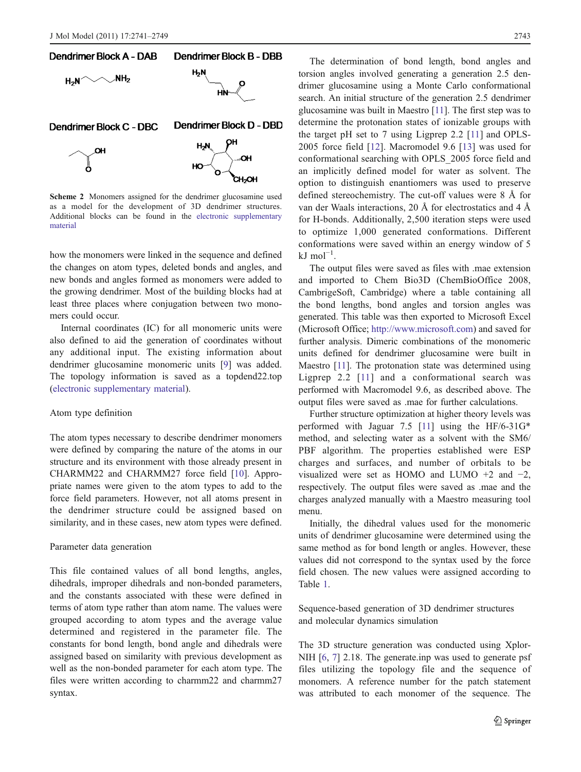Dendrimer Block A - DAB

Dendrimer Block B - DBB

Dendrimer Block C - DBC

Dendrimer Block D - DBD

**Scheme 2** Monomers assigned for the dendrimer glucosamine used as a model for the development of 3D dendrimer structures. Additional blocks can be found in the electronic supplementary material

how the monomers were linked in the sequence and defined the changes on atom types, deleted bonds and angles, and new bonds and angles formed as monomers were added to the growing dendrimer. Most of the building blocks had at least three places where conjugation between two monomers could occur.

Internal coordinates (IC) for all monomeric units were also defined to aid the generation of coordinates without any additional input. The existing information about dendrimer glucosamine monomeric units [9] was added. The topology information is saved as a topdend22.top (electronic supplementary material).

## Atom type definition

The atom types necessary to describe dendrimer monomers were defined by comparing the nature of the atoms in our structure and its environment with those already present in CHARMM22 and CHARMM27 force field [10]. Appropriate names were given to the atom types to add to the force field parameters. However, not all atoms present in the dendrimer structure could be assigned based on similarity, and in these cases, new atom types were defined.

## Parameter data generation

This file contained values of all bond lengths, angles, dihedrals, improper dihedrals and non-bonded parameters, and the constants associated with these were defined in terms of atom type rather than atom name. The values were grouped according to atom types and the average value determined and registered in the parameter file. The constants for bond length, bond angle and dihedrals were assigned based on similarity with previous development as well as the non-bonded parameter for each atom type. The files were written according to charmm22 and charmm27 syntax.

The determination of bond length, bond angles and torsion angles involved generating a generation 2.5 dendrimer glucosamine using a Monte Carlo conformational search. An initial structure of the generation 2.5 dendrimer glucosamine was built in Maestro [11]. The first step was to determine the protonation states of ionizable groups with the target pH set to 7 using Ligprep 2.2 [11] and OPLS-2005 force field [12]. Macromodel 9.6 [13] was used for conformational searching with OPLS_2005 force field and an implicitly defined model for water as solvent. The option to distinguish enantiomers was used to preserve defined stereochemistry. The cut-off values were 8 Å for van der Waals interactions, 20 Å for electrostatics and 4 Å for H-bonds. Additionally, 2,500 iteration steps were used to optimize 1,000 generated conformations. Different conformations were saved within an energy window of 5 kJ $mol^{-1}$.

The output files were saved as files with .mae extension and imported to Chem Bio3D (ChemBioOffice 2008, CambrigeSoft, Cambridge) where a table containing all the bond lengths, bond angles and torsion angles was generated. This table was then exported to Microsoft Excel (Microsoft Office; http://www.microsoft.com) and saved for further analysis. Dimeric combinations of the monomeric units defined for dendrimer glucosamine were built in Maestro [11]. The protonation state was determined using Ligprep 2.2 [11] and a conformational search was performed with Macromodel 9.6, as described above. The output files were saved as .mae for further calculations.

Further structure optimization at higher theory levels was performed with Jaguar 7.5 [11] using the HF/6-31G* method, and selecting water as a solvent with the SM6/PBF algorithm. The properties established were ESP charges and surfaces, and number of orbitals to be visualized were set as HOMO and LUMO +2 and −2, respectively. The output files were saved as .mae and the charges analyzed manually with a Maestro measuring tool menu.

Initially, the dihedral values used for the monomeric units of dendrimer glucosamine were determined using the same method as for bond length or angles. However, these values did not correspond to the syntax used by the force field chosen. The new values were assigned according to Table 1.

## Sequence-based generation of 3D dendrimer structures and molecular dynamics simulation

The 3D structure generation was conducted using Xplor-NIH [6, 7] 2.18. The generate.inp was used to generate psf files utilizing the topology file and the sequence of monomers. A reference number for the patch statement was attributed to each monomer of the sequence. The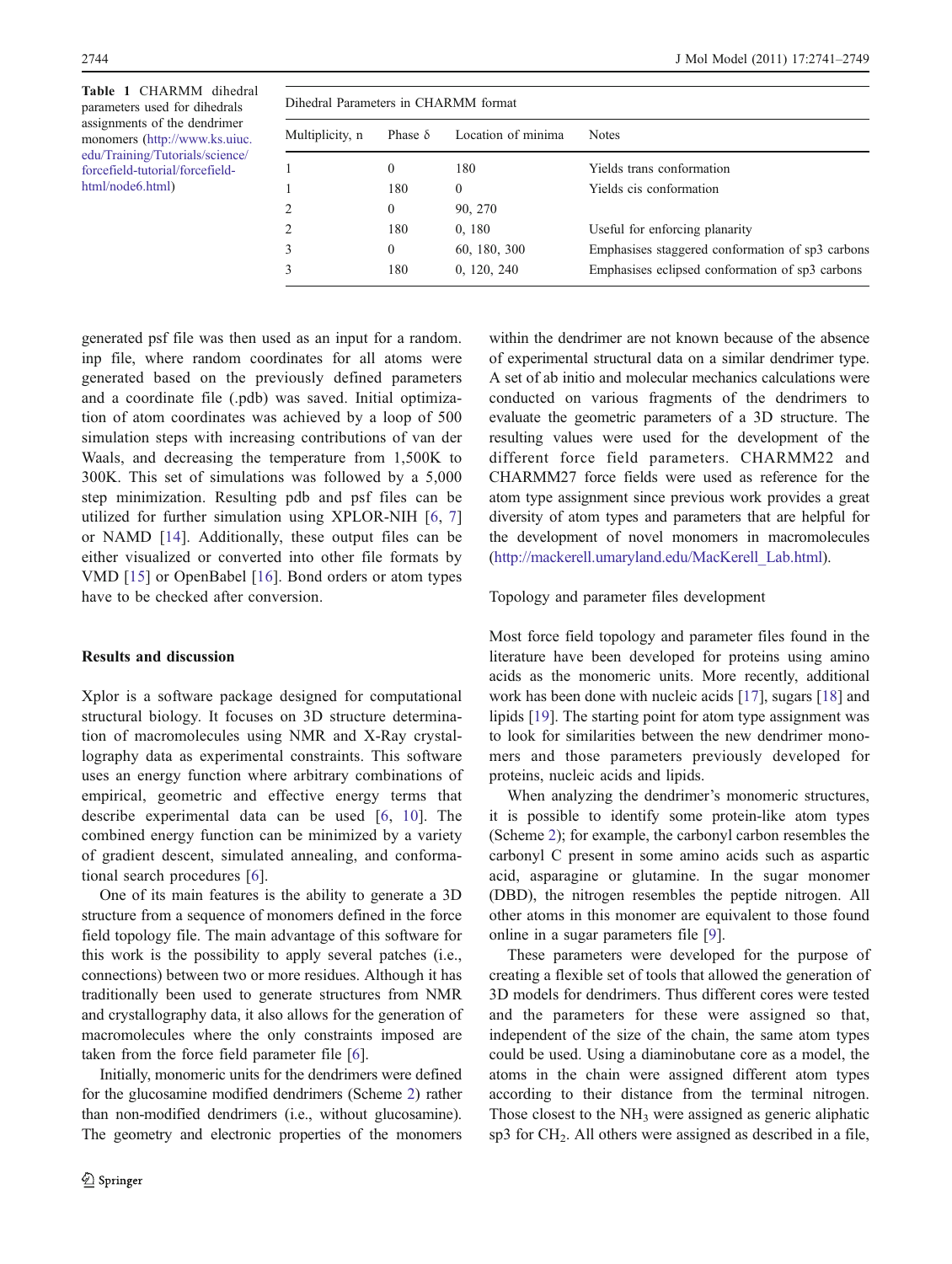**Table 1** CHARMM dihedral parameters used for dihedrals assignments of the dendrimer monomers (http://www.ks.uiuc.edu/Training/Tutorials/science/forcefield-tutorial/forcefield-html/node6.html)

| Dihedral Parameters in CHARMM format | | | |
|---|---|---|---|
| Multiplicity, n | Phase δ | Location of minima | Notes |
| 1 | 0 | 180 | Yields trans conformation |
| 1 | 180 | 0 | Yields cis conformation |
| 2 | 0 | 90, 270 | |
| 2 | 180 | 0, 180 | Useful for enforcing planarity |
| 3 | 0 | 60, 180, 300 | Emphasises staggered conformation of sp3 carbons |
| 3 | 180 | 0, 120, 240 | Emphasises eclipsed conformation of sp3 carbons |

generated psf file was then used as an input for a random.inp file, where random coordinates for all atoms were generated based on the previously defined parameters and a coordinate file (.pdb) was saved. Initial optimization of atom coordinates was achieved by a loop of 500 simulation steps with increasing contributions of van der Waals, and decreasing the temperature from 1,500K to 300K. This set of simulations was followed by a 5,000 step minimization. Resulting pdb and psf files can be utilized for further simulation using XPLOR-NIH [6, 7] or NAMD [14]. Additionally, these output files can be either visualized or converted into other file formats by VMD [15] or OpenBabel [16]. Bond orders or atom types have to be checked after conversion.

## Results and discussion

Xplor is a software package designed for computational structural biology. It focuses on 3D structure determination of macromolecules using NMR and X-Ray crystallography data as experimental constraints. This software uses an energy function where arbitrary combinations of empirical, geometric and effective energy terms that describe experimental data can be used [6, 10]. The combined energy function can be minimized by a variety of gradient descent, simulated annealing, and conformational search procedures [6].

One of its main features is the ability to generate a 3D structure from a sequence of monomers defined in the force field topology file. The main advantage of this software for this work is the possibility to apply several patches (i.e., connections) between two or more residues. Although it has traditionally been used to generate structures from NMR and crystallography data, it also allows for the generation of macromolecules where the only constraints imposed are taken from the force field parameter file [6].

Initially, monomeric units for the dendrimers were defined for the glucosamine modified dendrimers (Scheme 2) rather than non-modified dendrimers (i.e., without glucosamine). The geometry and electronic properties of the monomers within the dendrimer are not known because of the absence of experimental structural data on a similar dendrimer type. A set of ab initio and molecular mechanics calculations were conducted on various fragments of the dendrimers to evaluate the geometric parameters of a 3D structure. The resulting values were used for the development of the different force field parameters. CHARMM22 and CHARMM27 force fields were used as reference for the atom type assignment since previous work provides a great diversity of atom types and parameters that are helpful for the development of novel monomers in macromolecules (http://mackerell.umaryland.edu/MacKerell_Lab.html).

### Topology and parameter files development

Most force field topology and parameter files found in the literature have been developed for proteins using amino acids as the monomeric units. More recently, additional work has been done with nucleic acids [17], sugars [18] and lipids [19]. The starting point for atom type assignment was to look for similarities between the new dendrimer monomers and those parameters previously developed for proteins, nucleic acids and lipids.

When analyzing the dendrimer's monomeric structures, it is possible to identify some protein-like atom types (Scheme 2); for example, the carbonyl carbon resembles the carbonyl C present in some amino acids such as aspartic acid, asparagine or glutamine. In the sugar monomer (DBD), the nitrogen resembles the peptide nitrogen. All other atoms in this monomer are equivalent to those found online in a sugar parameters file [9].

These parameters were developed for the purpose of creating a flexible set of tools that allowed the generation of 3D models for dendrimers. Thus different cores were tested and the parameters for these were assigned so that, independent of the size of the chain, the same atom types could be used. Using a diaminobutane core as a model, the atoms in the chain were assigned different atom types according to their distance from the terminal nitrogen. Those closest to the $NH_3$ were assigned as generic aliphatic sp3 for $CH_2$. All others were assigned as described in a file,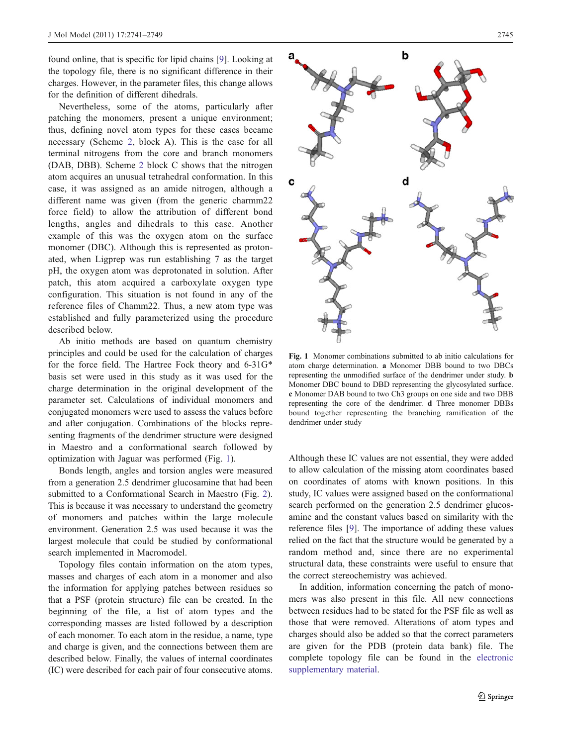found online, that is specific for lipid chains [9]. Looking at the topology file, there is no significant difference in their charges. However, in the parameter files, this change allows for the definition of different dihedrals.

Nevertheless, some of the atoms, particularly after patching the monomers, present a unique environment; thus, defining novel atom types for these cases became necessary (Scheme 2, block A). This is the case for all terminal nitrogens from the core and branch monomers (DAB, DBB). Scheme 2 block C shows that the nitrogen atom acquires an unusual tetrahedral conformation. In this case, it was assigned as an amide nitrogen, although a different name was given (from the generic charmm22 force field) to allow the attribution of different bond lengths, angles and dihedrals to this case. Another example of this was the oxygen atom on the surface monomer (DBC). Although this is represented as protonated, when Ligprep was run establishing 7 as the target pH, the oxygen atom was deprotonated in solution. After patch, this atom acquired a carboxylate oxygen type configuration. This situation is not found in any of the reference files of Chamm22. Thus, a new atom type was established and fully parameterized using the procedure described below.

Ab initio methods are based on quantum chemistry principles and could be used for the calculation of charges for the force field. The Hartree Fock theory and 6-31G* basis set were used in this study as it was used for the charge determination in the original development of the parameter set. Calculations of individual monomers and conjugated monomers were used to assess the values before and after conjugation. Combinations of the blocks representing fragments of the dendrimer structure were designed in Maestro and a conformational search followed by optimization with Jaguar was performed (Fig. 1).

Bonds length, angles and torsion angles were measured from a generation 2.5 dendrimer glucosamine that had been submitted to a Conformational Search in Maestro (Fig. 2). This is because it was necessary to understand the geometry of monomers and patches within the large molecule environment. Generation 2.5 was used because it was the largest molecule that could be studied by conformational search implemented in Macromodel.

Topology files contain information on the atom types, masses and charges of each atom in a monomer and also the information for applying patches between residues so that a PSF (protein structure) file can be created. In the beginning of the file, a list of atom types and the corresponding masses are listed followed by a description of each monomer. To each atom in the residue, a name, type and charge is given, and the connections between them are described below. Finally, the values of internal coordinates (IC) were described for each pair of four consecutive atoms.

**Fig. 1** Monomer combinations submitted to ab initio calculations for atom charge determination. **a** Monomer DBB bound to two DBCs representing the unmodified surface of the dendrimer under study. **b** Monomer DBC bound to DBD representing the glycosylated surface. **c** Monomer DAB bound to two Ch3 groups on one side and two DBB representing the core of the dendrimer. **d** Three monomer DBBs bound together representing the branching ramification of the dendrimer under study

Although these IC values are not essential, they were added to allow calculation of the missing atom coordinates based on coordinates of atoms with known positions. In this study, IC values were assigned based on the conformational search performed on the generation 2.5 dendrimer glucosamine and the constant values based on similarity with the reference files [9]. The importance of adding these values relied on the fact that the structure would be generated by a random method and, since there are no experimental structural data, these constraints were useful to ensure that the correct stereochemistry was achieved.

In addition, information concerning the patch of monomers was also present in this file. All new connections between residues had to be stated for the PSF file as well as those that were removed. Alterations of atom types and charges should also be added so that the correct parameters are given for the PDB (protein data bank) file. The complete topology file can be found in the electronic supplementary material.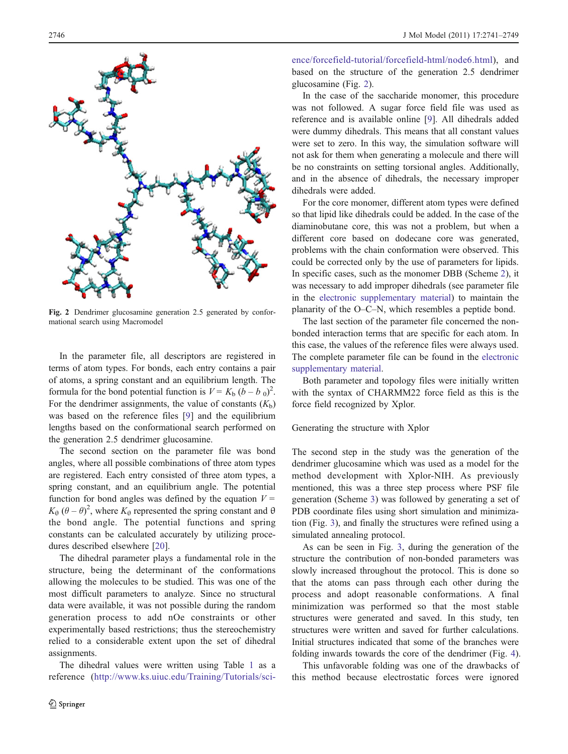Fig. 2 Dendrimer glucosamine generation 2.5 generated by conformational search using Macromodel

In the parameter file, all descriptors are registered in terms of atom types. For bonds, each entry contains a pair of atoms, a spring constant and an equilibrium length. The formula for the bond potential function is $V = K_b\,(b - b_0)^2$. For the dendrimer assignments, the value of constants ($K_b$) was based on the reference files [9] and the equilibrium lengths based on the conformational search performed on the generation 2.5 dendrimer glucosamine.

The second section on the parameter file was bond angles, where all possible combinations of three atom types are registered. Each entry consisted of three atom types, a spring constant, and an equilibrium angle. The potential function for bond angles was defined by the equation $V = K_\theta\,(\theta - \theta)^2$, where $K_\theta$ represented the spring constant and θ the bond angle. The potential functions and spring constants can be calculated accurately by utilizing procedures described elsewhere [20].

The dihedral parameter plays a fundamental role in the structure, being the determinant of the conformations allowing the molecules to be studied. This was one of the most difficult parameters to analyze. Since no structural data were available, it was not possible during the random generation process to add nOe constraints or other experimentally based restrictions; thus the stereochemistry relied to a considerable extent upon the set of dihedral assignments.

The dihedral values were written using Table 1 as a reference (http://www.ks.uiuc.edu/Training/Tutorials/science/forcefield-tutorial/forcefield-html/node6.html), and based on the structure of the generation 2.5 dendrimer glucosamine (Fig. 2).

In the case of the saccharide monomer, this procedure was not followed. A sugar force field file was used as reference and is available online [9]. All dihedrals added were dummy dihedrals. This means that all constant values were set to zero. In this way, the simulation software will not ask for them when generating a molecule and there will be no constraints on setting torsional angles. Additionally, and in the absence of dihedrals, the necessary improper dihedrals were added.

For the core monomer, different atom types were defined so that lipid like dihedrals could be added. In the case of the diaminobutane core, this was not a problem, but when a different core based on dodecane core was generated, problems with the chain conformation were observed. This could be corrected only by the use of parameters for lipids. In specific cases, such as the monomer DBB (Scheme 2), it was necessary to add improper dihedrals (see parameter file in the electronic supplementary material) to maintain the planarity of the O–C–N, which resembles a peptide bond.

The last section of the parameter file concerned the non-bonded interaction terms that are specific for each atom. In this case, the values of the reference files were always used. The complete parameter file can be found in the electronic supplementary material.

Both parameter and topology files were initially written with the syntax of CHARMM22 force field as this is the force field recognized by Xplor.

## Generating the structure with Xplor

The second step in the study was the generation of the dendrimer glucosamine which was used as a model for the method development with Xplor-NIH. As previously mentioned, this was a three step process where PSF file generation (Scheme 3) was followed by generating a set of PDB coordinate files using short simulation and minimization (Fig. 3), and finally the structures were refined using a simulated annealing protocol.

As can be seen in Fig. 3, during the generation of the structure the contribution of non-bonded parameters was slowly increased throughout the protocol. This is done so that the atoms can pass through each other during the process and adopt reasonable conformations. A final minimization was performed so that the most stable structures were generated and saved. In this study, ten structures were written and saved for further calculations. Initial structures indicated that some of the branches were folding inwards towards the core of the dendrimer (Fig. 4).

This unfavorable folding was one of the drawbacks of this method because electrostatic forces were ignored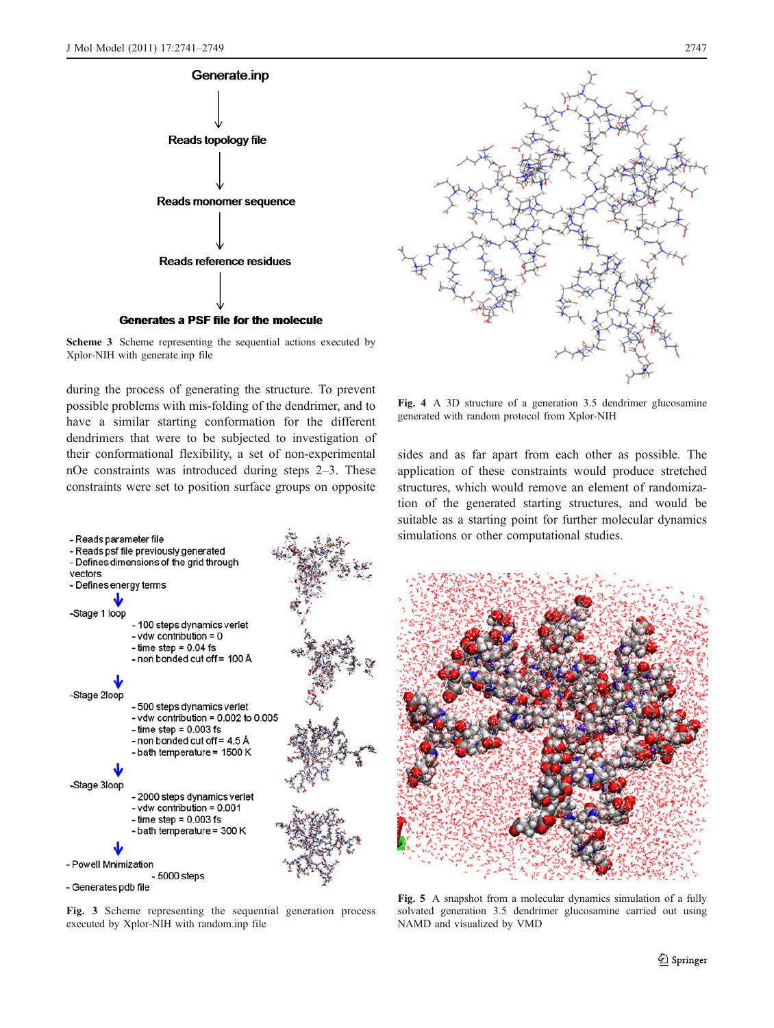Generate.inp

↓

Reads topology file

↓

Reads monomer sequence

↓

Reads reference residues

↓

**Generates a PSF file for the molecule**

**Scheme 3** Scheme representing the sequential actions executed by Xplor-NIH with generate.inp file

during the process of generating the structure. To prevent possible problems with mis-folding of the dendrimer, and to have a similar starting conformation for the different dendrimers that were to be subjected to investigation of their conformational flexibility, a set of non-experimental nOe constraints was introduced during steps 2–3. These constraints were set to position surface groups on opposite sides and as far apart from each other as possible. The application of these constraints would produce stretched structures, which would remove an element of randomization of the generated starting structures, and would be suitable as a starting point for further molecular dynamics simulations or other computational studies.

- Reads parameter file
- Reads psf file previously generated
- Defines dimensions of the grid through vectors
- Defines energy terms

-Stage 1 loop
- 100 steps dynamics verlet
- vdw contribution = 0
- time step = 0.04 fs
- non bonded cut off = 100 Å

-Stage 2loop
- 500 steps dynamics verlet
- vdw contribution = 0.002 to 0.005
- time step = 0.003 fs
- non bonded cut off = 4.5 Å
- bath temperature = 1500 K

-Stage 3loop
- 2000 steps dynamics verlet
- vdw contribution = 0.001
- time step = 0.003 fs
- bath temperature = 300 K

- Powell Mnimization
- 5000 steps
- Generates pdb file

**Fig. 3** Scheme representing the sequential generation process executed by Xplor-NIH with random.inp file

**Fig. 4** A 3D structure of a generation 3.5 dendrimer glucosamine generated with random protocol from Xplor-NIH

**Fig. 5** A snapshot from a molecular dynamics simulation of a fully solvated generation 3.5 dendrimer glucosamine carried out using NAMD and visualized by VMD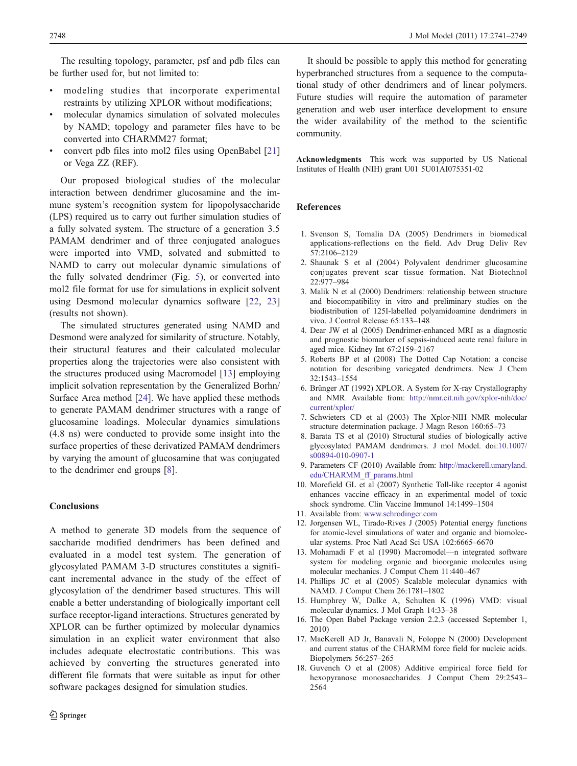The resulting topology, parameter, psf and pdb files can be further used for, but not limited to:

- modeling studies that incorporate experimental restraints by utilizing XPLOR without modifications;
- molecular dynamics simulation of solvated molecules by NAMD; topology and parameter files have to be converted into CHARMM27 format;
- convert pdb files into mol2 files using OpenBabel [21] or Vega ZZ (REF).

Our proposed biological studies of the molecular interaction between dendrimer glucosamine and the immune system's recognition system for lipopolysaccharide (LPS) required us to carry out further simulation studies of a fully solvated system. The structure of a generation 3.5 PAMAM dendrimer and of three conjugated analogues were imported into VMD, solvated and submitted to NAMD to carry out molecular dynamic simulations of the fully solvated dendrimer (Fig. 5), or converted into mol2 file format for use for simulations in explicit solvent using Desmond molecular dynamics software [22, 23] (results not shown).

The simulated structures generated using NAMD and Desmond were analyzed for similarity of structure. Notably, their structural features and their calculated molecular properties along the trajectories were also consistent with the structures produced using Macromodel [13] employing implicit solvation representation by the Generalized Borhn/Surface Area method [24]. We have applied these methods to generate PAMAM dendrimer structures with a range of glucosamine loadings. Molecular dynamics simulations (4.8 ns) were conducted to provide some insight into the surface properties of these derivatized PAMAM dendrimers by varying the amount of glucosamine that was conjugated to the dendrimer end groups [8].

## Conclusions

A method to generate 3D models from the sequence of saccharide modified dendrimers has been defined and evaluated in a model test system. The generation of glycosylated PAMAM 3-D structures constitutes a significant incremental advance in the study of the effect of glycosylation of the dendrimer based structures. This will enable a better understanding of biologically important cell surface receptor-ligand interactions. Structures generated by XPLOR can be further optimized by molecular dynamics simulation in an explicit water environment that also includes adequate electrostatic contributions. This was achieved by converting the structures generated into different file formats that were suitable as input for other software packages designed for simulation studies.

It should be possible to apply this method for generating hyperbranched structures from a sequence to the computational study of other dendrimers and of linear polymers. Future studies will require the automation of parameter generation and web user interface development to ensure the wider availability of the method to the scientific community.

**Acknowledgments** This work was supported by US National Institutes of Health (NIH) grant U01 5U01AI075351-02

## References

1. Svenson S, Tomalia DA (2005) Dendrimers in biomedical applications-reflections on the field. Adv Drug Deliv Rev 57:2106–2129
2. Shaunak S et al (2004) Polyvalent dendrimer glucosamine conjugates prevent scar tissue formation. Nat Biotechnol 22:977–984
3. Malik N et al (2000) Dendrimers: relationship between structure and biocompatibility in vitro and preliminary studies on the biodistribution of 125I-labelled polyamidoamine dendrimers in vivo. J Control Release 65:133–148
4. Dear JW et al (2005) Dendrimer-enhanced MRI as a diagnostic and prognostic biomarker of sepsis-induced acute renal failure in aged mice. Kidney Int 67:2159–2167
5. Roberts BP et al (2008) The Dotted Cap Notation: a concise notation for describing variegated dendrimers. New J Chem 32:1543–1554
6. Brünger AT (1992) XPLOR. A System for X-ray Crystallography and NMR. Available from: http://nmr.cit.nih.gov/xplor-nih/doc/current/xplor/
7. Schwieters CD et al (2003) The Xplor-NIH NMR molecular structure determination package. J Magn Reson 160:65–73
8. Barata TS et al (2010) Structural studies of biologically active glycosylated PAMAM dendrimers. J mol Model. doi:10.1007/s00894-010-0907-1
9. Parameters CF (2010) Available from: http://mackerell.umaryland.edu/CHARMM_ff_params.html
10. Morefield GL et al (2007) Synthetic Toll-like receptor 4 agonist enhances vaccine efficacy in an experimental model of toxic shock syndrome. Clin Vaccine Immunol 14:1499–1504
11. Available from: www.schrodinger.com
12. Jorgensen WL, Tirado-Rives J (2005) Potential energy functions for atomic-level simulations of water and organic and biomolecular systems. Proc Natl Acad Sci USA 102:6665–6670
13. Mohamadi F et al (1990) Macromodel—n integrated software system for modeling organic and bioorganic molecules using molecular mechanics. J Comput Chem 11:440–467
14. Phillips JC et al (2005) Scalable molecular dynamics with NAMD. J Comput Chem 26:1781–1802
15. Humphrey W, Dalke A, Schulten K (1996) VMD: visual molecular dynamics. J Mol Graph 14:33–38
16. The Open Babel Package version 2.2.3 (accessed September 1, 2010)
17. MacKerell AD Jr, Banavali N, Foloppe N (2000) Development and current status of the CHARMM force field for nucleic acids. Biopolymers 56:257–265
18. Guvench O et al (2008) Additive empirical force field for hexopyranose monosaccharides. J Comput Chem 29:2543–2564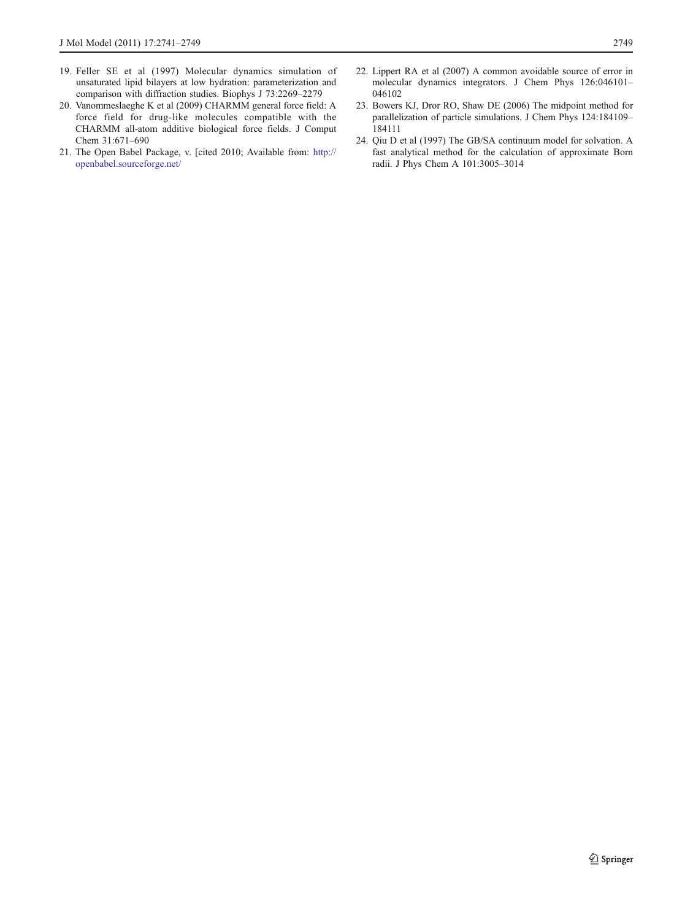19. Feller SE et al (1997) Molecular dynamics simulation of unsaturated lipid bilayers at low hydration: parameterization and comparison with diffraction studies. Biophys J 73:2269–2279
20. Vanommeslaeghe K et al (2009) CHARMM general force field: A force field for drug-like molecules compatible with the CHARMM all-atom additive biological force fields. J Comput Chem 31:671–690
21. The Open Babel Package, v. [cited 2010; Available from: http://openbabel.sourceforge.net/
22. Lippert RA et al (2007) A common avoidable source of error in molecular dynamics integrators. J Chem Phys 126:046101–046102
23. Bowers KJ, Dror RO, Shaw DE (2006) The midpoint method for parallelization of particle simulations. J Chem Phys 124:184109–184111
24. Qiu D et al (1997) The GB/SA continuum model for solvation. A fast analytical method for the calculation of approximate Born radii. J Phys Chem A 101:3005–3014